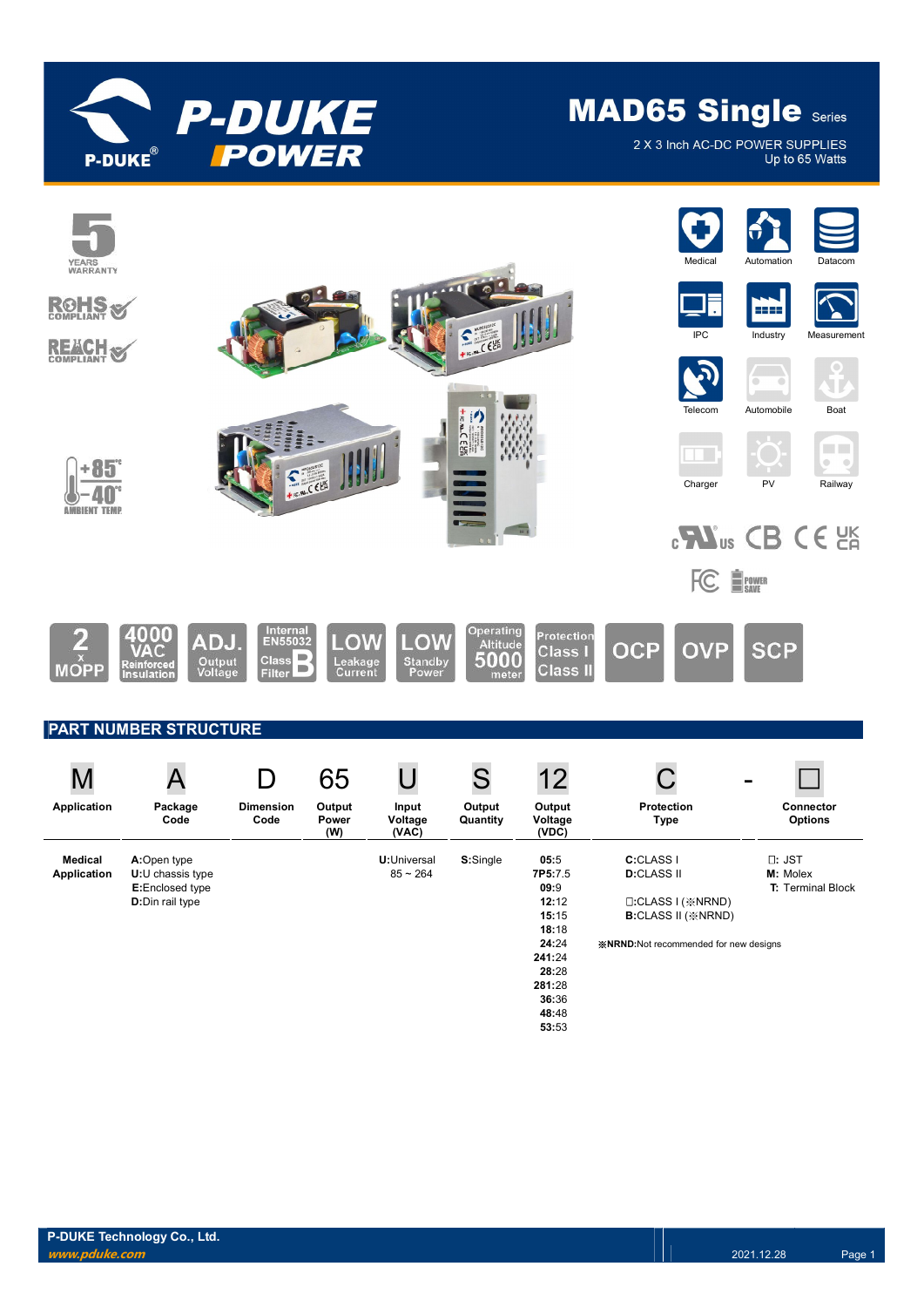# MAD65 Single Series

2 X 3 Inch AC-DC POWER SUPPLIES
Up to 65 Watts

5 YEARS WARRANTY

ROHS COMPLIANT

REACH COMPLIANT

+85°C –40°C AMBIENT TEMP

Medical, Automation, Datacom, IPC, Industry, Measurement, Telecom, Automobile, Boat, Charger, PV, Railway

2 x MOPP | 4000 VAC Reinforced Insulation | ADJ. Output Voltage | Internal EN55032 Class B Filter | LOW Leakage Current | LOW Standby Power | Operating Altitude 5000 meter | Protection Class I Class II | OCP | OVP | SCP

## PART NUMBER STRUCTURE

| M | A | D | 65 | U | S | 12 | C | - | □ |
|---|---|---|---|---|---|---|---|---|---|
| **Application** | **Package Code** | **Dimension Code** | **Output Power (W)** | **Input Voltage (VAC)** | **Output Quantity** | **Output Voltage (VDC)** | **Protection Type** | | **Connector Options** |
| **Medical Application** | **A:**Open type<br>**U:**U chassis type<br>**E:**Enclosed type<br>**D:**Din rail type | | | **U:**Universal<br>85 ~ 264 | **S:**Single | **05:**5<br>**7P5:**7.5<br>**09:**9<br>**12:**12<br>**15:**15<br>**18:**18<br>**24:**24<br>**241:**24<br>**28:**28<br>**281:**28<br>**36:**36<br>**48:**48<br>**53:**53 | **C:**CLASS I<br>**D:**CLASS II<br><br>□:CLASS I (※NRND)<br>**B:**CLASS II (※NRND)<br><br>**※NRND:**Not recommended for new designs | | □: JST<br>**M:** Molex<br>**T:** Terminal Block |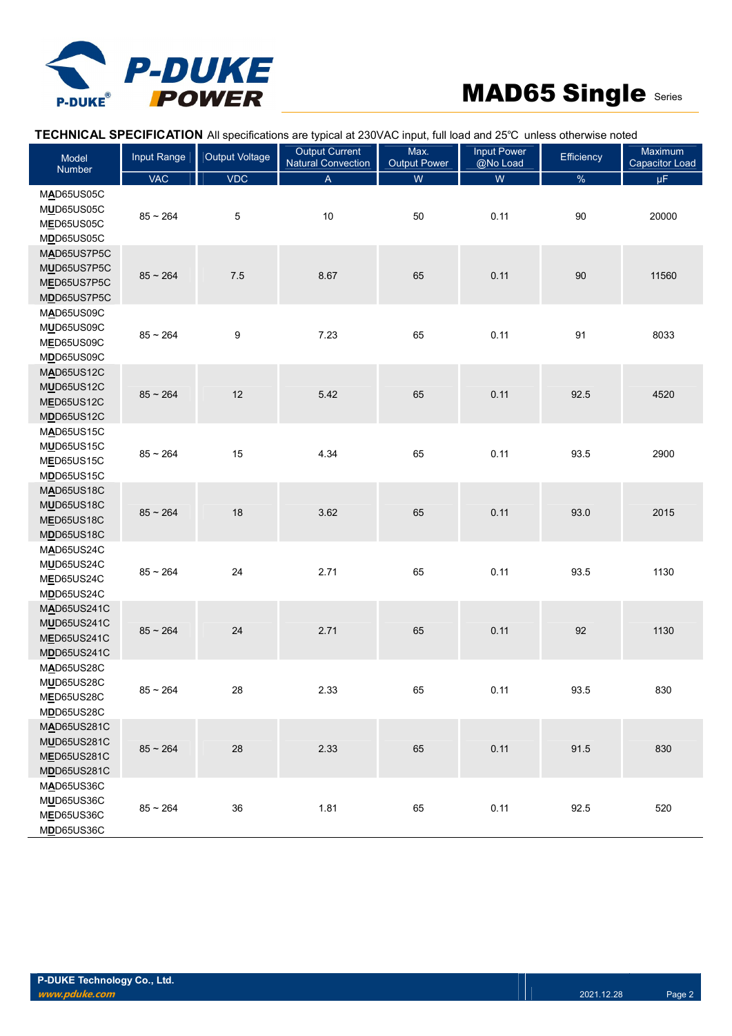**TECHNICAL SPECIFICATION** All specifications are typical at 230VAC input, full load and 25℃ unless otherwise noted

| Model Number | Input Range | Output Voltage | Output Current Natural Convection | Max. Output Power | Input Power @No Load | Efficiency | Maximum Capacitor Load |
|---|---|---|---|---|---|---|---|
| | VAC | VDC | A | W | W | % | μF |
| MAD65US05C<br>MUD65US05C<br>MED65US05C<br>MDD65US05C | 85 ~ 264 | 5 | 10 | 50 | 0.11 | 90 | 20000 |
| MAD65US7P5C<br>MUD65US7P5C<br>MED65US7P5C<br>MDD65US7P5C | 85 ~ 264 | 7.5 | 8.67 | 65 | 0.11 | 90 | 11560 |
| MAD65US09C<br>MUD65US09C<br>MED65US09C<br>MDD65US09C | 85 ~ 264 | 9 | 7.23 | 65 | 0.11 | 91 | 8033 |
| MAD65US12C<br>MUD65US12C<br>MED65US12C<br>MDD65US12C | 85 ~ 264 | 12 | 5.42 | 65 | 0.11 | 92.5 | 4520 |
| MAD65US15C<br>MUD65US15C<br>MED65US15C<br>MDD65US15C | 85 ~ 264 | 15 | 4.34 | 65 | 0.11 | 93.5 | 2900 |
| MAD65US18C<br>MUD65US18C<br>MED65US18C<br>MDD65US18C | 85 ~ 264 | 18 | 3.62 | 65 | 0.11 | 93.0 | 2015 |
| MAD65US24C<br>MUD65US24C<br>MED65US24C<br>MDD65US24C | 85 ~ 264 | 24 | 2.71 | 65 | 0.11 | 93.5 | 1130 |
| MAD65US241C<br>MUD65US241C<br>MED65US241C<br>MDD65US241C | 85 ~ 264 | 24 | 2.71 | 65 | 0.11 | 92 | 1130 |
| MAD65US28C<br>MUD65US28C<br>MED65US28C<br>MDD65US28C | 85 ~ 264 | 28 | 2.33 | 65 | 0.11 | 93.5 | 830 |
| MAD65US281C<br>MUD65US281C<br>MED65US281C<br>MDD65US281C | 85 ~ 264 | 28 | 2.33 | 65 | 0.11 | 91.5 | 830 |
| MAD65US36C<br>MUD65US36C<br>MED65US36C<br>MDD65US36C | 85 ~ 264 | 36 | 1.81 | 65 | 0.11 | 92.5 | 520 |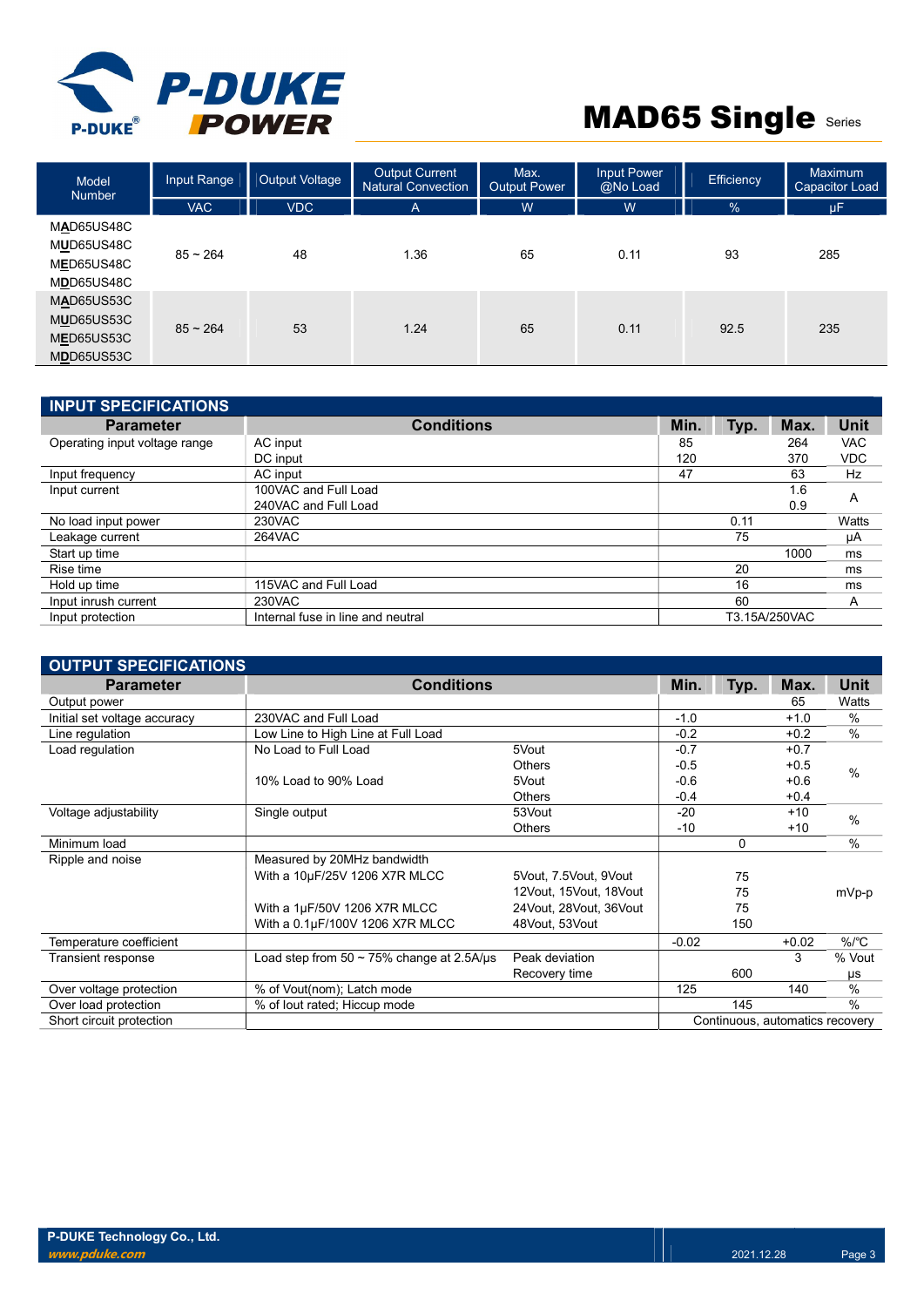# MAD65 Single Series

| Model Number | Input Range | Output Voltage | Output Current Natural Convection | Max. Output Power | Input Power @No Load | Efficiency | Maximum Capacitor Load |
|---|---|---|---|---|---|---|---|
| | VAC | VDC | A | W | W | % | μF |
| MAD65US48C<br>MUD65US48C<br>MED65US48C<br>MDD65US48C | 85 ~ 264 | 48 | 1.36 | 65 | 0.11 | 93 | 285 |
| MAD65US53C<br>MUD65US53C<br>MED65US53C<br>MDD65US53C | 85 ~ 264 | 53 | 1.24 | 65 | 0.11 | 92.5 | 235 |

## INPUT SPECIFICATIONS

| Parameter | Conditions | Min. | Typ. | Max. | Unit |
|---|---|---|---|---|---|
| Operating input voltage range | AC input | 85 | | 264 | VAC |
| | DC input | 120 | | 370 | VDC |
| Input frequency | AC input | 47 | | 63 | Hz |
| Input current | 100VAC and Full Load | | | 1.6 | A |
| | 240VAC and Full Load | | | 0.9 | |
| No load input power | 230VAC | | 0.11 | | Watts |
| Leakage current | 264VAC | | 75 | | μA |
| Start up time | | | | 1000 | ms |
| Rise time | | | 20 | | ms |
| Hold up time | 115VAC and Full Load | | 16 | | ms |
| Input inrush current | 230VAC | | 60 | | A |
| Input protection | Internal fuse in line and neutral | | T3.15A/250VAC | | |

## OUTPUT SPECIFICATIONS

| Parameter | Conditions | | Min. | Typ. | Max. | Unit |
|---|---|---|---|---|---|---|
| Output power | | | | | 65 | Watts |
| Initial set voltage accuracy | 230VAC and Full Load | | -1.0 | | +1.0 | % |
| Line regulation | Low Line to High Line at Full Load | | -0.2 | | +0.2 | % |
| Load regulation | No Load to Full Load | 5Vout | -0.7 | | +0.7 | % |
| | | Others | -0.5 | | +0.5 | |
| | 10% Load to 90% Load | 5Vout | -0.6 | | +0.6 | |
| | | Others | -0.4 | | +0.4 | |
| Voltage adjustability | Single output | 53Vout | -20 | | +10 | % |
| | | Others | -10 | | +10 | |
| Minimum load | | | | 0 | | % |
| Ripple and noise | Measured by 20MHz bandwidth | | | | | mVp-p |
| | With a 10μF/25V 1206 X7R MLCC | 5Vout, 7.5Vout, 9Vout | | 75 | | |
| | | 12Vout, 15Vout, 18Vout | | 75 | | |
| | With a 1μF/50V 1206 X7R MLCC | 24Vout, 28Vout, 36Vout | | 75 | | |
| | With a 0.1μF/100V 1206 X7R MLCC | 48Vout, 53Vout | | 150 | | |
| Temperature coefficient | | | -0.02 | | +0.02 | %/°C |
| Transient response | Load step from 50 ~ 75% change at 2.5A/μs | Peak deviation | | | 3 | % Vout |
| | | Recovery time | | 600 | | μs |
| Over voltage protection | % of Vout(nom); Latch mode | | 125 | | 140 | % |
| Over load protection | % of Iout rated; Hiccup mode | | | 145 | | % |
| Short circuit protection | | | Continuous, automatics recovery | | | |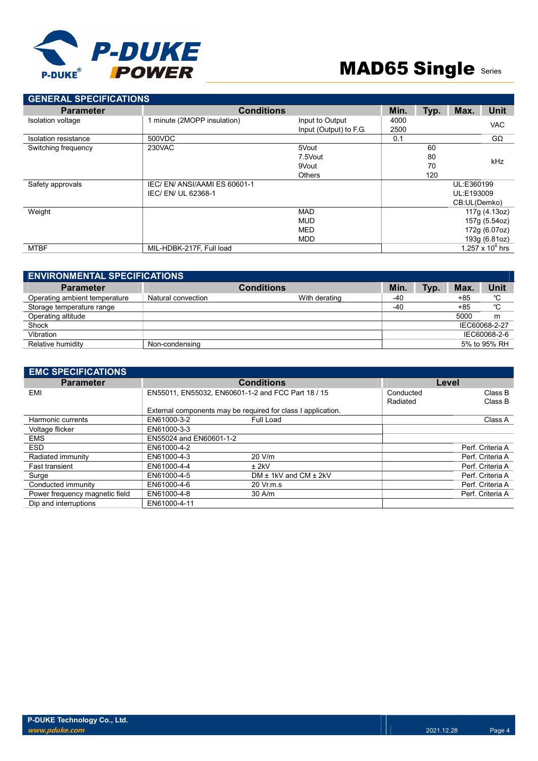## GENERAL SPECIFICATIONS

| Parameter | Conditions | | Min. | Typ. | Max. | Unit |
|---|---|---|---|---|---|---|
| Isolation voltage | 1 minute (2MOPP insulation) | Input to Output<br>Input (Output) to F.G. | 4000<br>2500 | | | VAC |
| Isolation resistance | 500VDC | | 0.1 | | | GΩ |
| Switching frequency | 230VAC | 5Vout<br>7.5Vout<br>9Vout<br>Others | | 60<br>80<br>70<br>120 | | kHz |
| Safety approvals | IEC/ EN/ ANSI/AAMI ES 60601-1<br>IEC/ EN/ UL 62368-1 | | | | UL:E360199<br>UL:E193009<br>CB:UL(Demko) | |
| Weight | | MAD<br>MUD<br>MED<br>MDD | | | 117g (4.13oz)<br>157g (5.54oz)<br>172g (6.07oz)<br>193g (6.81oz) | |
| MTBF | MIL-HDBK-217F, Full load | | | | $1.257 \times 10^{6}$ hrs | |

## ENVIRONMENTAL SPECIFICATIONS

| Parameter | Conditions | | Min. | Typ. | Max. | Unit |
|---|---|---|---|---|---|---|
| Operating ambient temperature | Natural convection | With derating | -40 | | +85 | ℃ |
| Storage temperature range | | | -40 | | +85 | ℃ |
| Operating altitude | | | | | 5000 | m |
| Shock | | | | | IEC60068-2-27 | |
| Vibration | | | | | IEC60068-2-6 | |
| Relative humidity | Non-condensing | | | | 5% to 95% RH | |

## EMC SPECIFICATIONS

| Parameter | Conditions | | Level | |
|---|---|---|---|---|
| EMI | EN55011, EN55032, EN60601-1-2 and FCC Part 18 / 15<br>External components may be required for class I application. | | Conducted<br>Radiated | Class B<br>Class B |
| Harmonic currents | EN61000-3-2 | Full Load | | Class A |
| Voltage flicker | EN61000-3-3 | | | |
| EMS | EN55024 and EN60601-1-2 | | | |
| ESD | EN61000-4-2 | | | Perf. Criteria A |
| Radiated immunity | EN61000-4-3 | 20 V/m | | Perf. Criteria A |
| Fast transient | EN61000-4-4 | ± 2kV | | Perf. Criteria A |
| Surge | EN61000-4-5 | DM ± 1kV and CM ± 2kV | | Perf. Criteria A |
| Conducted immunity | EN61000-4-6 | 20 Vr.m.s | | Perf. Criteria A |
| Power frequency magnetic field | EN61000-4-8 | 30 A/m | | Perf. Criteria A |
| Dip and interruptions | EN61000-4-11 | | | |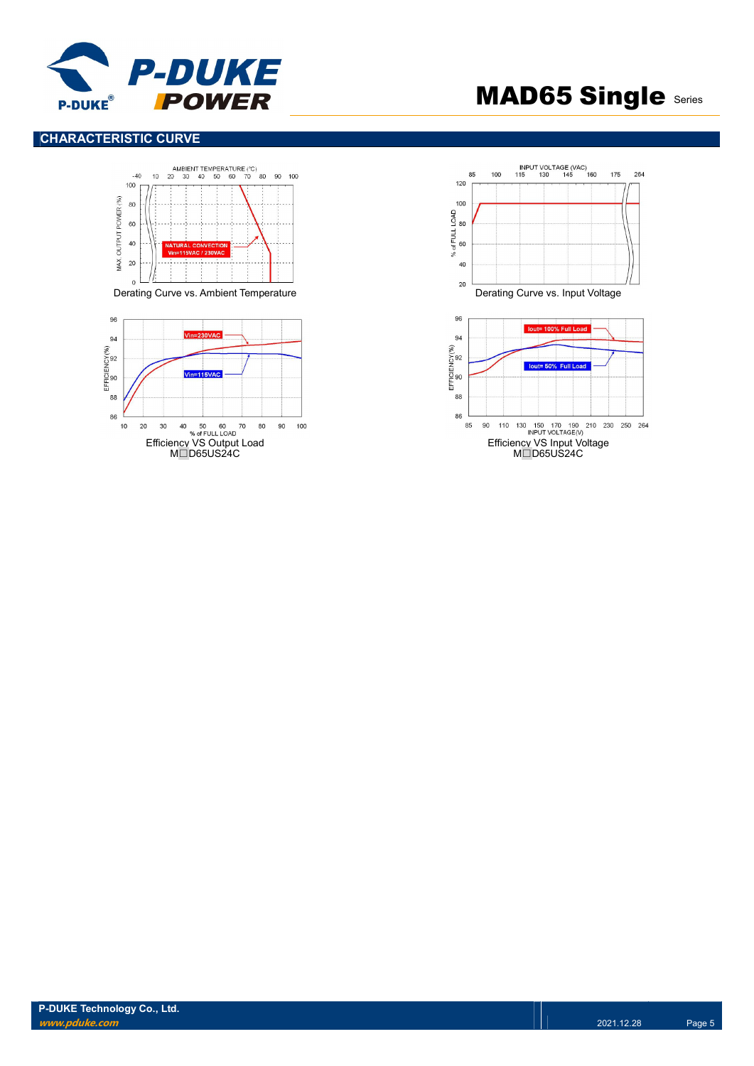## CHARACTERISTIC CURVE

Derating Curve vs. Ambient Temperature

Derating Curve vs. Input Voltage

Efficiency VS Output Load
M□D65US24C

Efficiency VS Input Voltage
M□D65US24C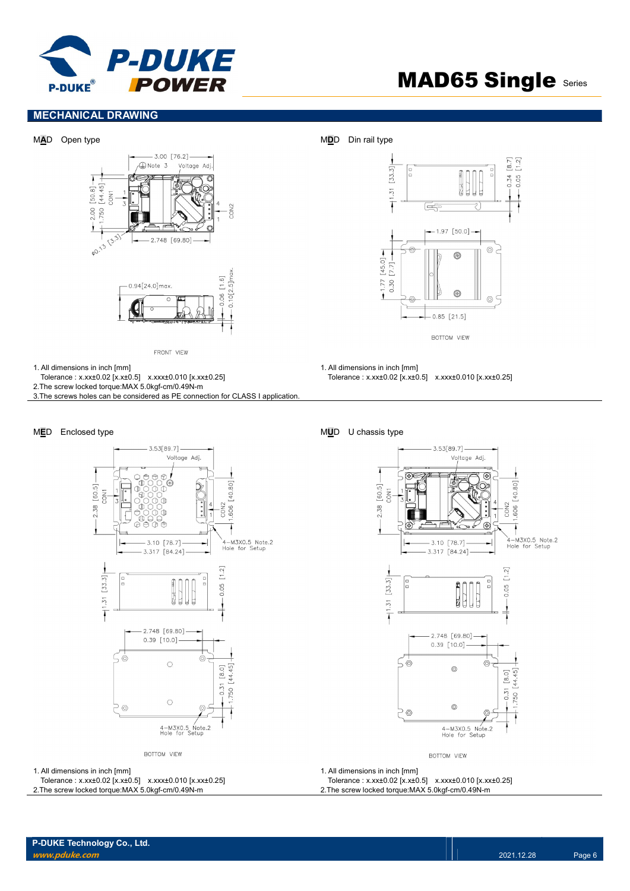## MECHANICAL DRAWING

**MAD** Open type

1. All dimensions in inch [mm]
   Tolerance : x.xx±0.02 [x.x±0.5]   x.xxx±0.010 [x.xx±0.25]
2. The screw locked torque:MAX 5.0kgf-cm/0.49N-m
3. The screws holes can be considered as PE connection for CLASS I application.

**MDD** Din rail type

1. All dimensions in inch [mm]
   Tolerance : x.xx±0.02 [x.x±0.5]   x.xxx±0.010 [x.xx±0.25]

**MED** Enclosed type

1. All dimensions in inch [mm]
   Tolerance : x.xx±0.02 [x.x±0.5]   x.xxx±0.010 [x.xx±0.25]
2. The screw locked torque:MAX 5.0kgf-cm/0.49N-m

**MUD** U chassis type

1. All dimensions in inch [mm]
   Tolerance : x.xx±0.02 [x.x±0.5]   x.xxx±0.010 [x.xx±0.25]
2. The screw locked torque:MAX 5.0kgf-cm/0.49N-m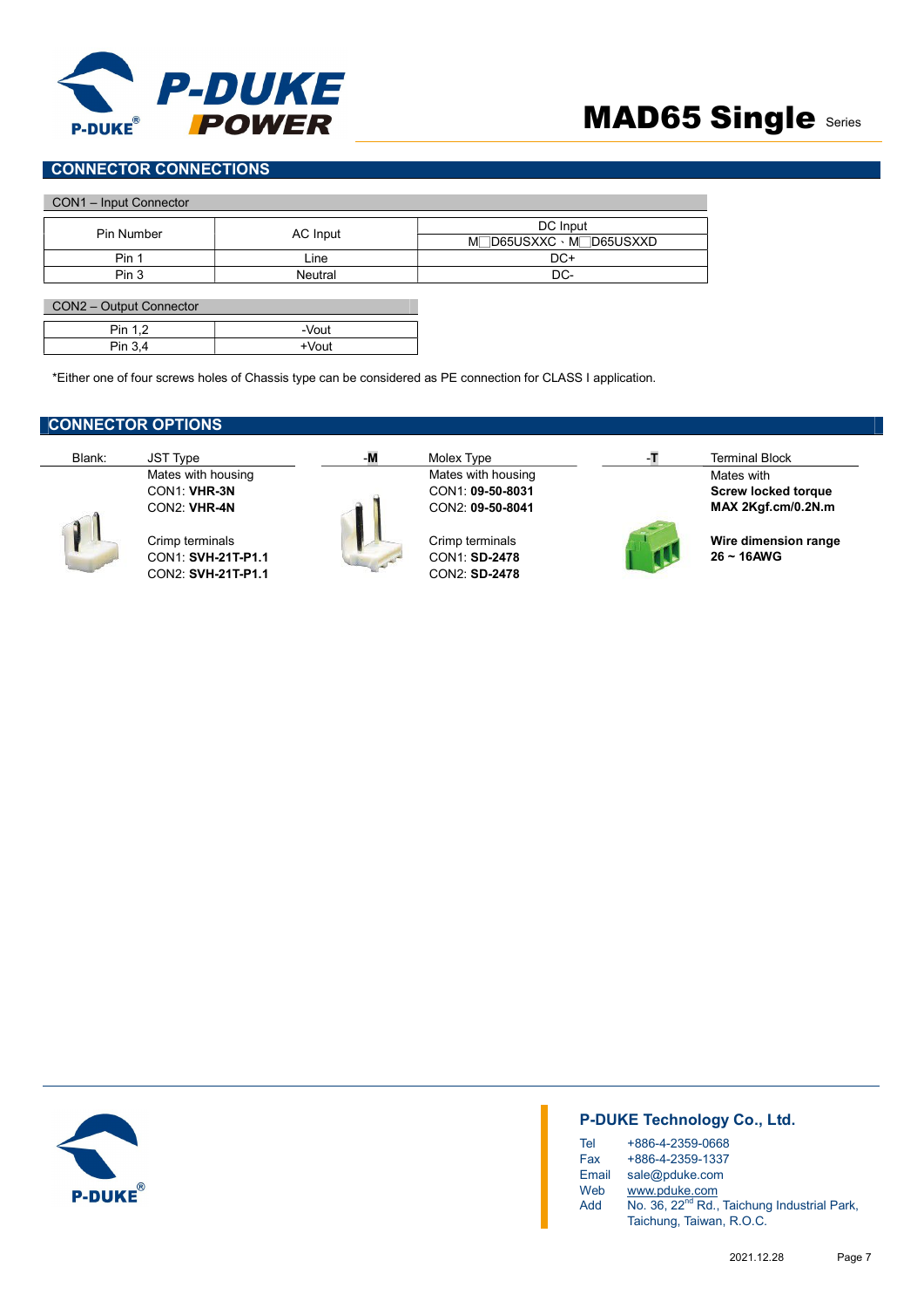## CONNECTOR CONNECTIONS

### CON1 – Input Connector

| Pin Number | AC Input | DC Input<br>M□D65USXXC、M□D65USXXD |
|---|---|---|
| Pin 1 | Line | DC+ |
| Pin 3 | Neutral | DC- |

### CON2 – Output Connector

| | |
|---|---|
| Pin 1,2 | -Vout |
| Pin 3,4 | +Vout |

*Either one of four screws holes of Chassis type can be considered as PE connection for CLASS I application.

## CONNECTOR OPTIONS

**Blank:** JST Type

Mates with housing
CON1: **VHR-3N**
CON2: **VHR-4N**

Crimp terminals
CON1: **SVH-21T-P1.1**
CON2: **SVH-21T-P1.1**

**-M** Molex Type

Mates with housing
CON1: **09-50-8031**
CON2: **09-50-8041**

Crimp terminals
CON1: **SD-2478**
CON2: **SD-2478**

**-T** Terminal Block

Mates with
**Screw locked torque**
**MAX 2Kgf.cm/0.2N.m**

**Wire dimension range**
**26 ~ 16AWG**

### P-DUKE Technology Co., Ltd.

Tel +886-4-2359-0668
Fax +886-4-2359-1337
Email sale@pduke.com
Web www.pduke.com
Add No. 36, 22nd Rd., Taichung Industrial Park, Taichung, Taiwan, R.O.C.

2021.12.28